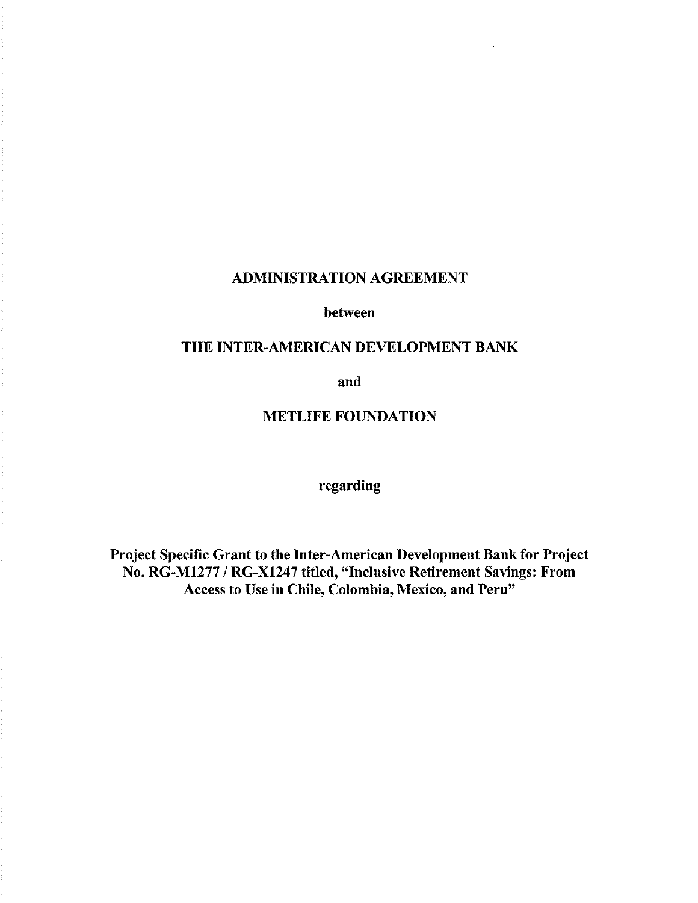**ADMINISTRATION AGREEMENT**

**between**

**THE INTER-AMERICAN DEVELOPMENT BANK**

**and**

**METLIFE FOUNDATION**

**regarding**

**Project Specific Grant to the Inter-American Development Bank for Project No. RG-M1277 / RG-X1247 titled, "Inclusive Retirement Savings: From Access to Use in Chile, Colombia, Mexico, and Peru"**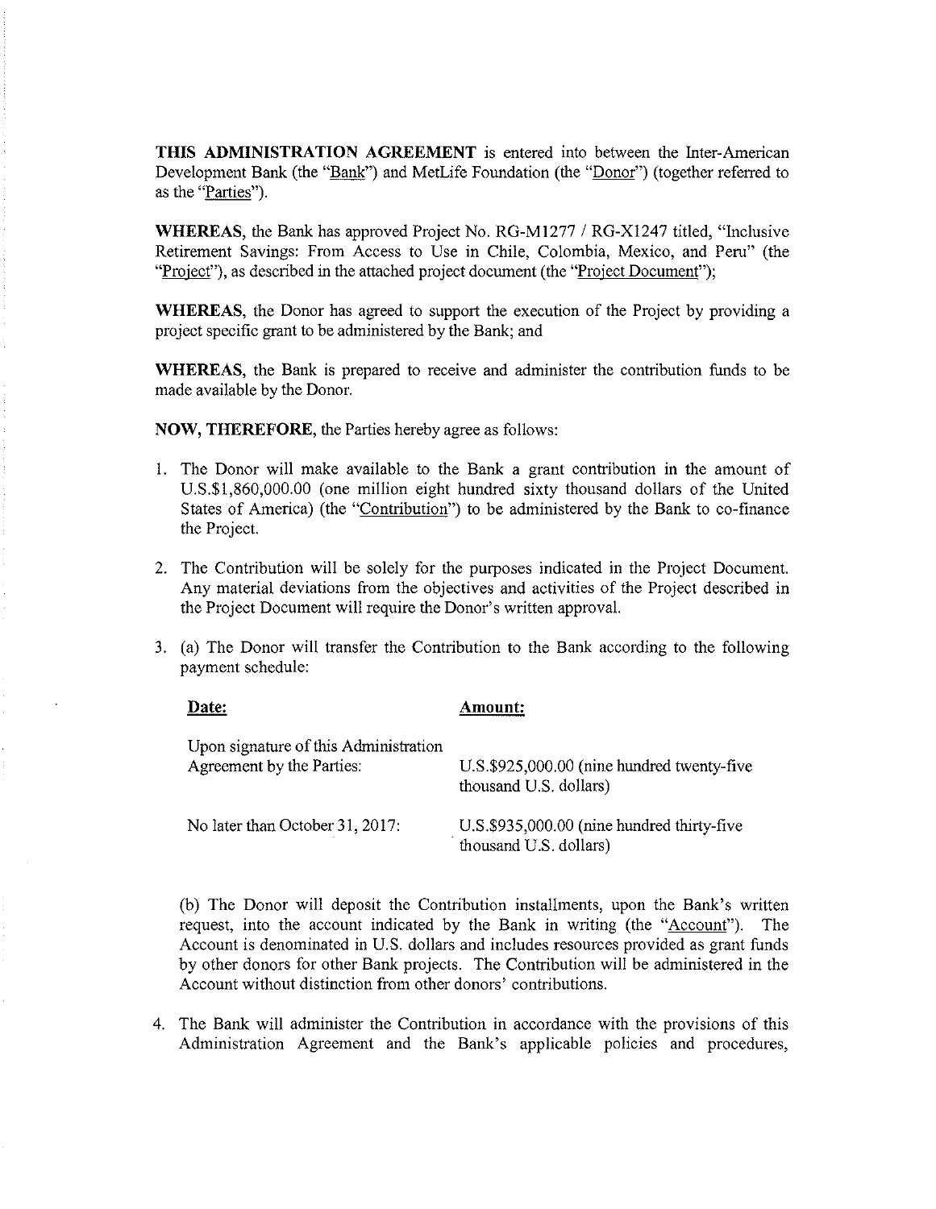**THIS ADMINISTRATION AGREEMENT** is entered into between the Inter-American Development Bank (the "Bank") and MetLife Foundation (the "Donor") (together referred to as the "Parties").

**WHEREAS**, the Bank has approved Project No. RG-M1277 / RG-X1247 titled, "Inclusive Retirement Savings: From Access to Use in Chile, Colombia, Mexico, and Peru" (the "Project"), as described in the attached project document (the "Project Document");

**WHEREAS**, the Donor has agreed to support the execution of the Project by providing a project specific grant to be administered by the Bank; and

**WHEREAS**, the Bank is prepared to receive and administer the contribution funds to be made available by the Donor.

**NOW, THEREFORE**, the Parties hereby agree as follows:

1. The Donor will make available to the Bank a grant contribution in the amount of U.S.$1,860,000.00 (one million eight hundred sixty thousand dollars of the United States of America) (the "Contribution") to be administered by the Bank to co-finance the Project.

2. The Contribution will be solely for the purposes indicated in the Project Document. Any material deviations from the objectives and activities of the Project described in the Project Document will require the Donor's written approval.

3. (a) The Donor will transfer the Contribution to the Bank according to the following payment schedule:

| **Date:** | **Amount:** |
|---|---|
| Upon signature of this Administration Agreement by the Parties: | U.S.$925,000.00 (nine hundred twenty-five thousand U.S. dollars) |
| No later than October 31, 2017: | U.S.$935,000.00 (nine hundred thirty-five thousand U.S. dollars) |

   (b) The Donor will deposit the Contribution installments, upon the Bank's written request, into the account indicated by the Bank in writing (the "Account"). The Account is denominated in U.S. dollars and includes resources provided as grant funds by other donors for other Bank projects. The Contribution will be administered in the Account without distinction from other donors' contributions.

4. The Bank will administer the Contribution in accordance with the provisions of this Administration Agreement and the Bank's applicable policies and procedures,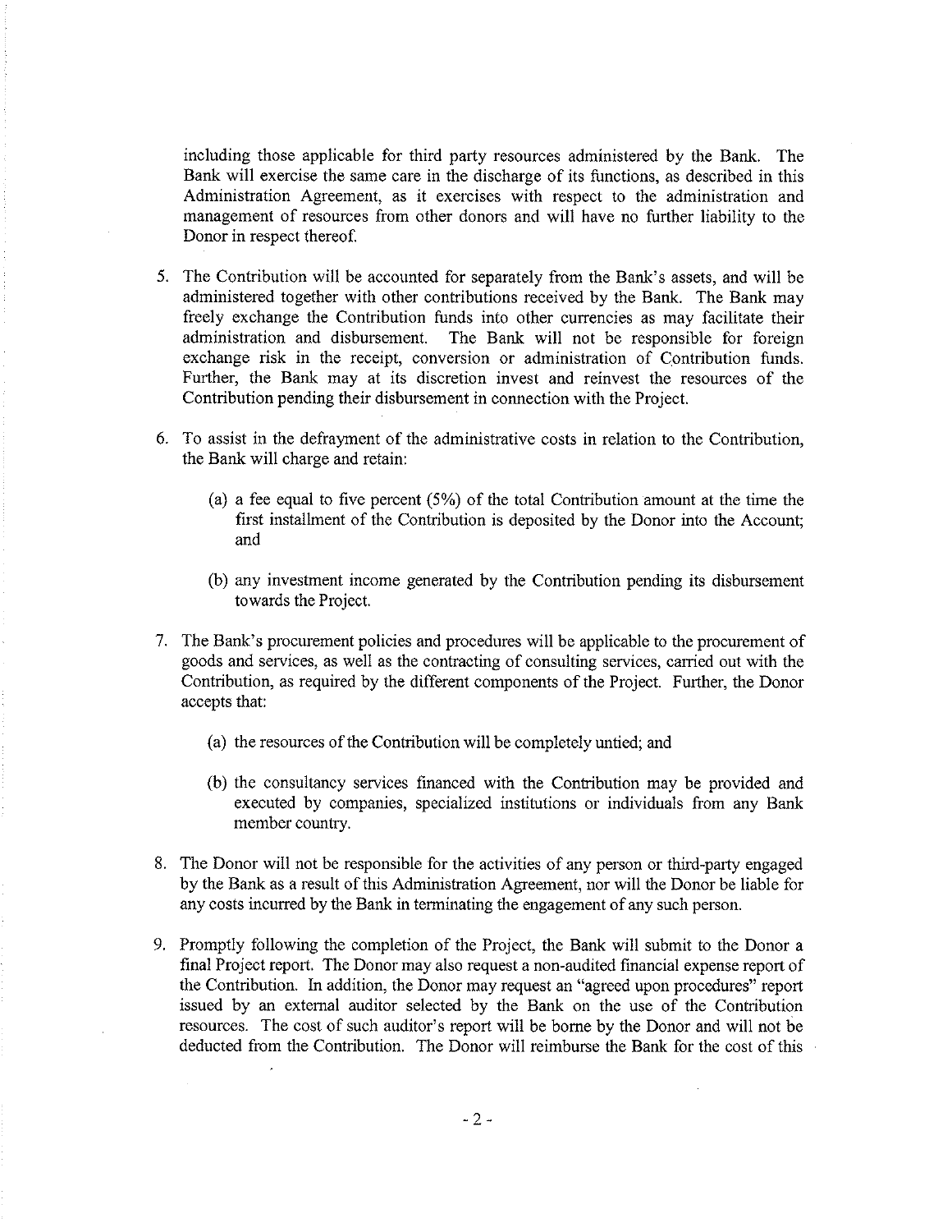including those applicable for third party resources administered by the Bank. The Bank will exercise the same care in the discharge of its functions, as described in this Administration Agreement, as it exercises with respect to the administration and management of resources from other donors and will have no further liability to the Donor in respect thereof.

5. The Contribution will be accounted for separately from the Bank's assets, and will be administered together with other contributions received by the Bank. The Bank may freely exchange the Contribution funds into other currencies as may facilitate their administration and disbursement. The Bank will not be responsible for foreign exchange risk in the receipt, conversion or administration of Contribution funds. Further, the Bank may at its discretion invest and reinvest the resources of the Contribution pending their disbursement in connection with the Project.

6. To assist in the defrayment of the administrative costs in relation to the Contribution, the Bank will charge and retain:

   (a) a fee equal to five percent (5%) of the total Contribution amount at the time the first installment of the Contribution is deposited by the Donor into the Account; and

   (b) any investment income generated by the Contribution pending its disbursement towards the Project.

7. The Bank's procurement policies and procedures will be applicable to the procurement of goods and services, as well as the contracting of consulting services, carried out with the Contribution, as required by the different components of the Project. Further, the Donor accepts that:

   (a) the resources of the Contribution will be completely untied; and

   (b) the consultancy services financed with the Contribution may be provided and executed by companies, specialized institutions or individuals from any Bank member country.

8. The Donor will not be responsible for the activities of any person or third-party engaged by the Bank as a result of this Administration Agreement, nor will the Donor be liable for any costs incurred by the Bank in terminating the engagement of any such person.

9. Promptly following the completion of the Project, the Bank will submit to the Donor a final Project report. The Donor may also request a non-audited financial expense report of the Contribution. In addition, the Donor may request an "agreed upon procedures" report issued by an external auditor selected by the Bank on the use of the Contribution resources. The cost of such auditor's report will be borne by the Donor and will not be deducted from the Contribution. The Donor will reimburse the Bank for the cost of this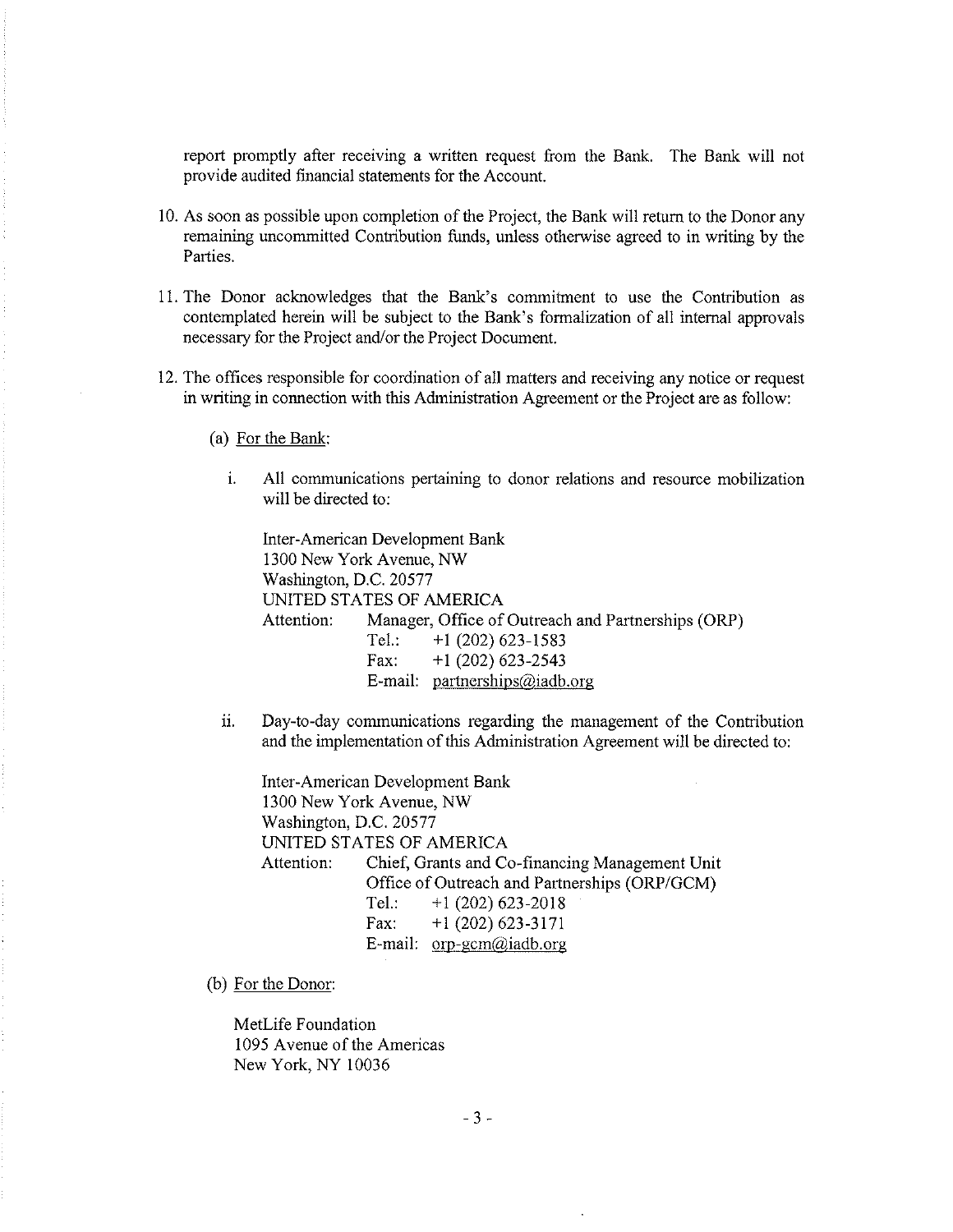report promptly after receiving a written request from the Bank. The Bank will not provide audited financial statements for the Account.

10. As soon as possible upon completion of the Project, the Bank will return to the Donor any remaining uncommitted Contribution funds, unless otherwise agreed to in writing by the Parties.

11. The Donor acknowledges that the Bank's commitment to use the Contribution as contemplated herein will be subject to the Bank's formalization of all internal approvals necessary for the Project and/or the Project Document.

12. The offices responsible for coordination of all matters and receiving any notice or request in writing in connection with this Administration Agreement or the Project are as follow:

    (a) For the Bank:

    i. All communications pertaining to donor relations and resource mobilization will be directed to:

        Inter-American Development Bank
        1300 New York Avenue, NW
        Washington, D.C. 20577
        UNITED STATES OF AMERICA
        Attention: Manager, Office of Outreach and Partnerships (ORP)
        Tel.: +1 (202) 623-1583
        Fax: +1 (202) 623-2543
        E-mail: partnerships@iadb.org

    ii. Day-to-day communications regarding the management of the Contribution and the implementation of this Administration Agreement will be directed to:

        Inter-American Development Bank
        1300 New York Avenue, NW
        Washington, D.C. 20577
        UNITED STATES OF AMERICA
        Attention: Chief, Grants and Co-financing Management Unit
        Office of Outreach and Partnerships (ORP/GCM)
        Tel.: +1 (202) 623-2018
        Fax: +1 (202) 623-3171
        E-mail: orp-gcm@iadb.org

    (b) For the Donor:

        MetLife Foundation
        1095 Avenue of the Americas
        New York, NY 10036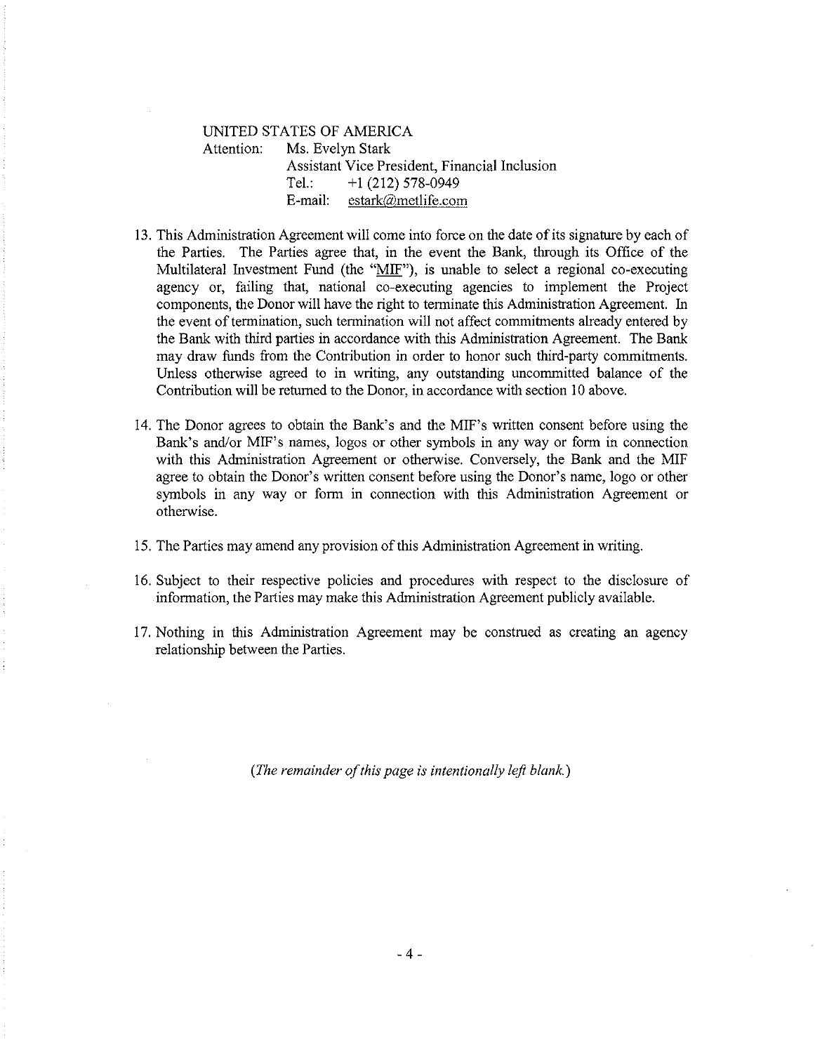UNITED STATES OF AMERICA
Attention: Ms. Evelyn Stark
Assistant Vice President, Financial Inclusion
Tel.: +1 (212) 578-0949
E-mail: estark@metlife.com

13. This Administration Agreement will come into force on the date of its signature by each of the Parties. The Parties agree that, in the event the Bank, through its Office of the Multilateral Investment Fund (the "MIF"), is unable to select a regional co-executing agency or, failing that, national co-executing agencies to implement the Project components, the Donor will have the right to terminate this Administration Agreement. In the event of termination, such termination will not affect commitments already entered by the Bank with third parties in accordance with this Administration Agreement. The Bank may draw funds from the Contribution in order to honor such third-party commitments. Unless otherwise agreed to in writing, any outstanding uncommitted balance of the Contribution will be returned to the Donor, in accordance with section 10 above.

14. The Donor agrees to obtain the Bank's and the MIF's written consent before using the Bank's and/or MIF's names, logos or other symbols in any way or form in connection with this Administration Agreement or otherwise. Conversely, the Bank and the MIF agree to obtain the Donor's written consent before using the Donor's name, logo or other symbols in any way or form in connection with this Administration Agreement or otherwise.

15. The Parties may amend any provision of this Administration Agreement in writing.

16. Subject to their respective policies and procedures with respect to the disclosure of information, the Parties may make this Administration Agreement publicly available.

17. Nothing in this Administration Agreement may be construed as creating an agency relationship between the Parties.

*(The remainder of this page is intentionally left blank.)*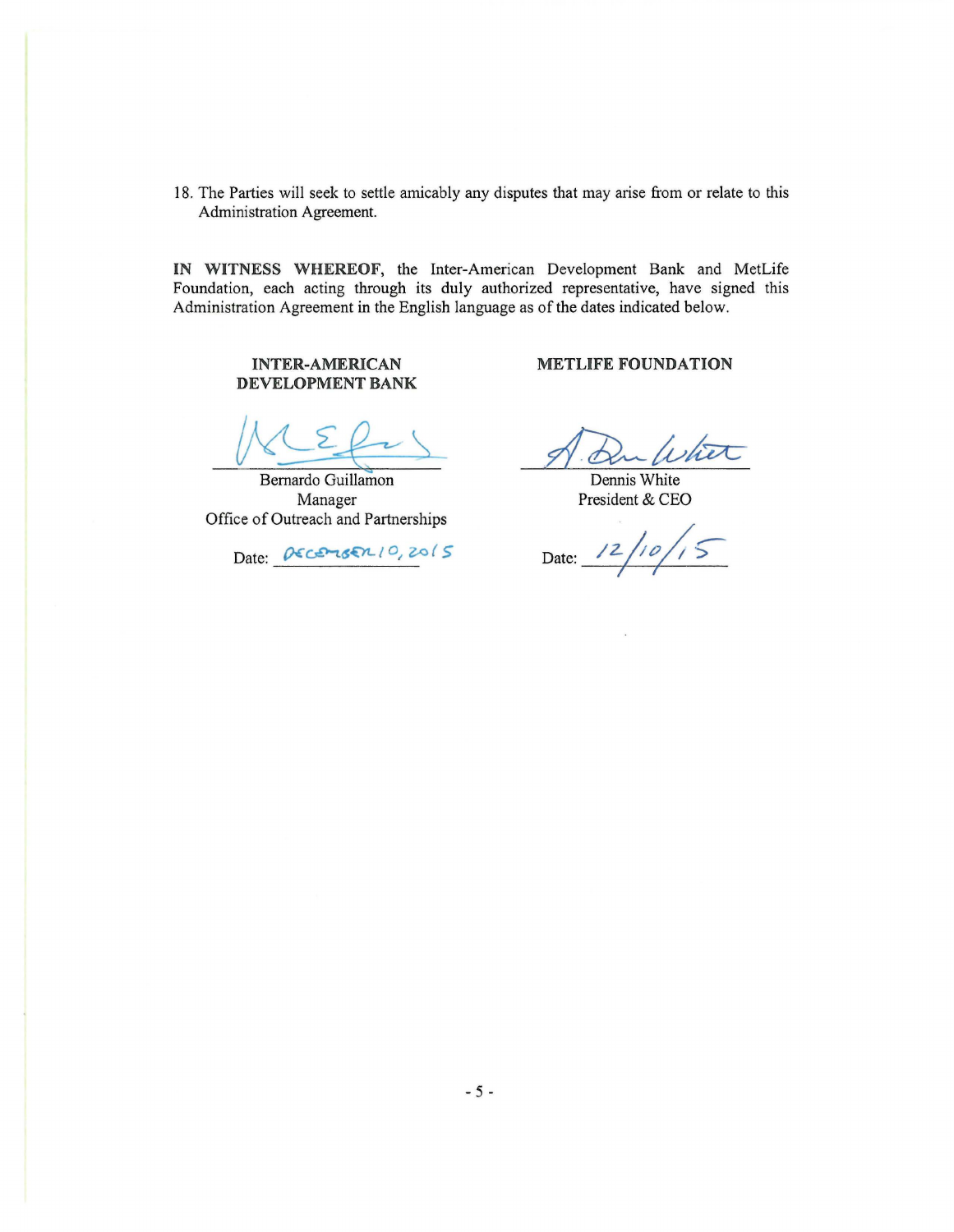18. The Parties will seek to settle amicably any disputes that may arise from or relate to this Administration Agreement.

**IN WITNESS WHEREOF**, the Inter-American Development Bank and MetLife Foundation, each acting through its duly authorized representative, have signed this Administration Agreement in the English language as of the dates indicated below.

| **INTER-AMERICAN DEVELOPMENT BANK** | **METLIFE FOUNDATION** |
|---|---|
| _________________________ | _________________________ |
| Bernardo Guillamon | Dennis White |
| Manager | President & CEO |
| Office of Outreach and Partnerships | |
| Date: December 10, 2015 | Date: 12/10/15 |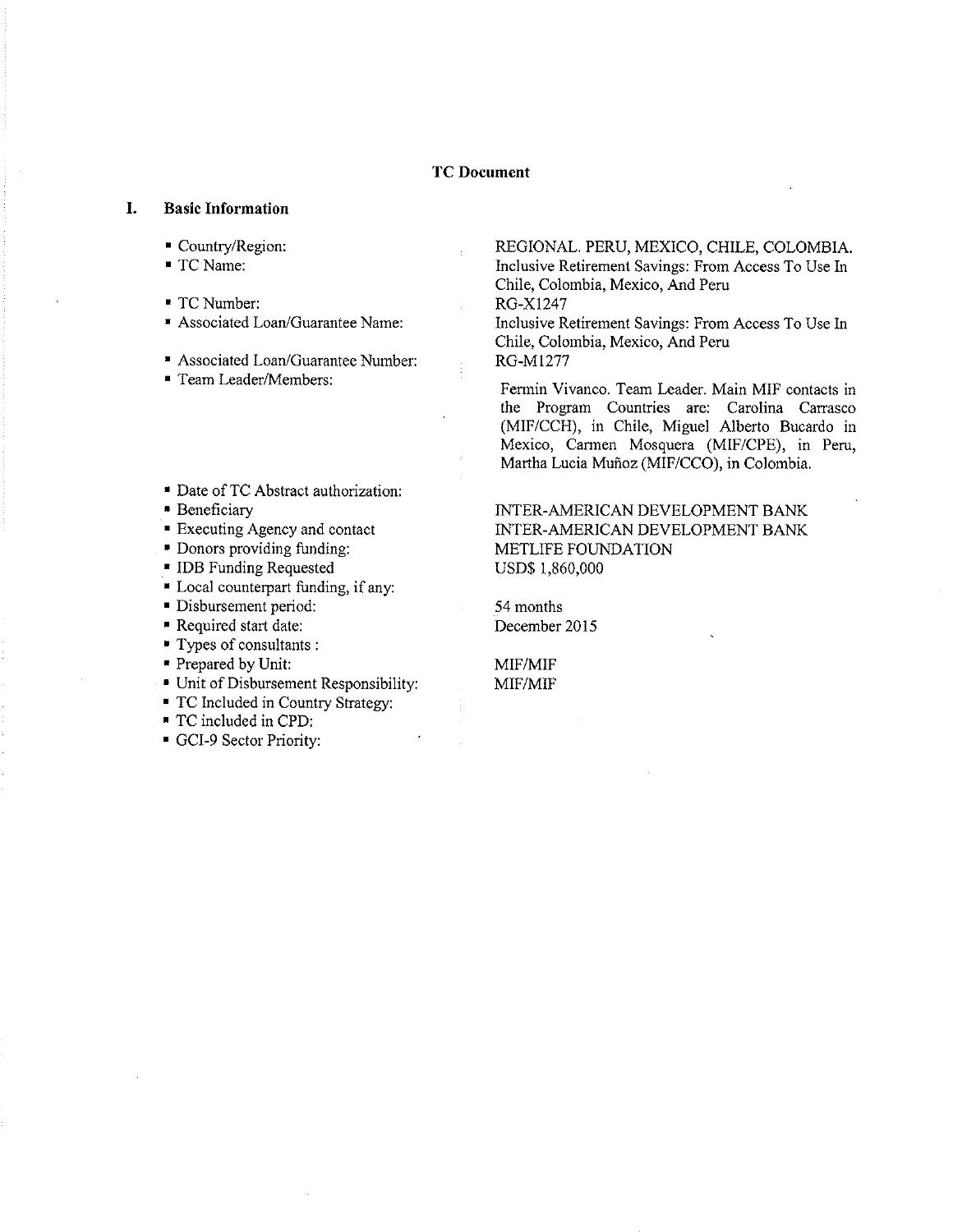## TC Document

### I. Basic Information

| | |
|---|---|
| ▪ Country/Region: | REGIONAL. PERU, MEXICO, CHILE, COLOMBIA. |
| ▪ TC Name: | Inclusive Retirement Savings: From Access To Use In Chile, Colombia, Mexico, And Peru |
| ▪ TC Number: | RG-X1247 |
| ▪ Associated Loan/Guarantee Name: | Inclusive Retirement Savings: From Access To Use In Chile, Colombia, Mexico, And Peru |
| ▪ Associated Loan/Guarantee Number: | RG-M1277 |
| ▪ Team Leader/Members: | Fermin Vivanco. Team Leader. Main MIF contacts in the Program Countries are: Carolina Carrasco (MIF/CCH), in Chile, Miguel Alberto Bucardo in Mexico, Carmen Mosquera (MIF/CPE), in Peru, Martha Lucia Muñoz (MIF/CCO), in Colombia. |
| ▪ Date of TC Abstract authorization: | |
| ▪ Beneficiary | INTER-AMERICAN DEVELOPMENT BANK |
| ▪ Executing Agency and contact | INTER-AMERICAN DEVELOPMENT BANK |
| ▪ Donors providing funding: | METLIFE FOUNDATION |
| ▪ IDB Funding Requested | USD$ 1,860,000 |
| ▪ Local counterpart funding, if any: | |
| ▪ Disbursement period: | 54 months |
| ▪ Required start date: | December 2015 |
| ▪ Types of consultants : | |
| ▪ Prepared by Unit: | MIF/MIF |
| ▪ Unit of Disbursement Responsibility: | MIF/MIF |
| ▪ TC Included in Country Strategy: | |
| ▪ TC included in CPD: | |
| ▪ GCI-9 Sector Priority: | |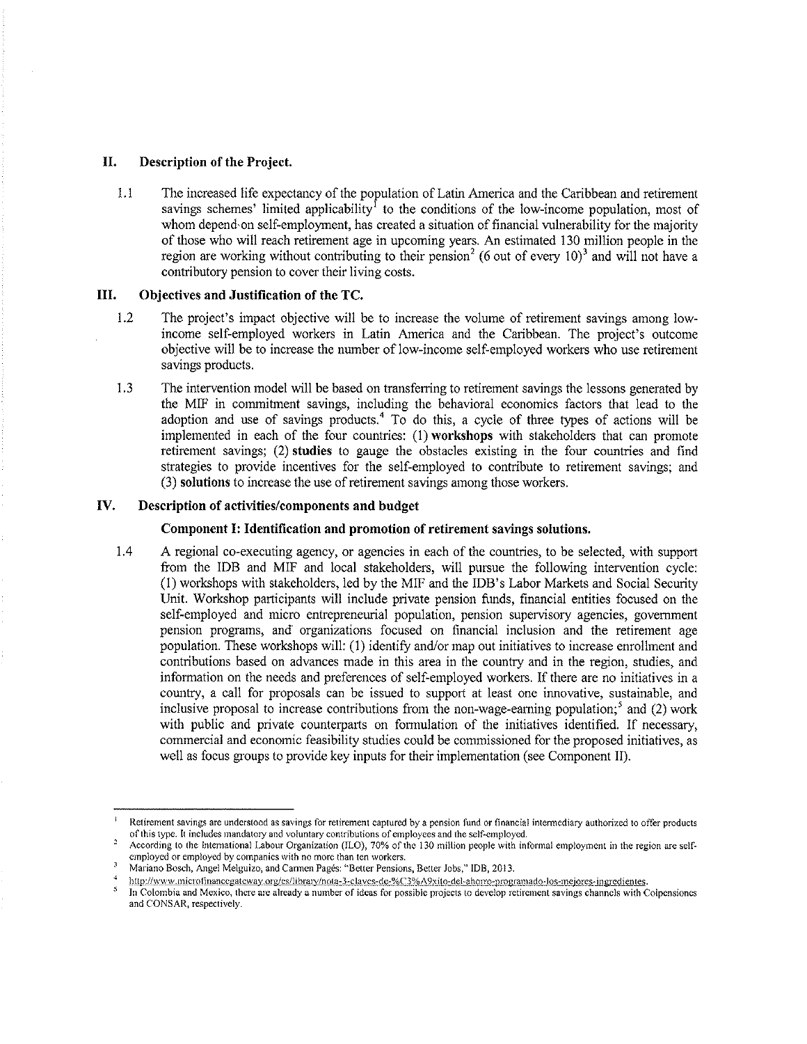## II. Description of the Project.

1.1 The increased life expectancy of the population of Latin America and the Caribbean and retirement savings schemes' limited applicability[1] to the conditions of the low-income population, most of whom depend on self-employment, has created a situation of financial vulnerability for the majority of those who will reach retirement age in upcoming years. An estimated 130 million people in the region are working without contributing to their pension[2] (6 out of every 10)[3] and will not have a contributory pension to cover their living costs.

## III. Objectives and Justification of the TC.

1.2 The project's impact objective will be to increase the volume of retirement savings among low-income self-employed workers in Latin America and the Caribbean. The project's outcome objective will be to increase the number of low-income self-employed workers who use retirement savings products.

1.3 The intervention model will be based on transferring to retirement savings the lessons generated by the MIF in commitment savings, including the behavioral economics factors that lead to the adoption and use of savings products.[4] To do this, a cycle of three types of actions will be implemented in each of the four countries: (1) **workshops** with stakeholders that can promote retirement savings; (2) **studies** to gauge the obstacles existing in the four countries and find strategies to provide incentives for the self-employed to contribute to retirement savings; and (3) **solutions** to increase the use of retirement savings among those workers.

## IV. Description of activities/components and budget

### Component I: Identification and promotion of retirement savings solutions.

1.4 A regional co-executing agency, or agencies in each of the countries, to be selected, with support from the IDB and MIF and local stakeholders, will pursue the following intervention cycle: (1) workshops with stakeholders, led by the MIF and the IDB's Labor Markets and Social Security Unit. Workshop participants will include private pension funds, financial entities focused on the self-employed and micro entrepreneurial population, pension supervisory agencies, government pension programs, and organizations focused on financial inclusion and the retirement age population. These workshops will: (1) identify and/or map out initiatives to increase enrollment and contributions based on advances made in this area in the country and in the region, studies, and information on the needs and preferences of self-employed workers. If there are no initiatives in a country, a call for proposals can be issued to support at least one innovative, sustainable, and inclusive proposal to increase contributions from the non-wage-earning population;[5] and (2) work with public and private counterparts on formulation of the initiatives identified. If necessary, commercial and economic feasibility studies could be commissioned for the proposed initiatives, as well as focus groups to provide key inputs for their implementation (see Component II).

---

[1] Retirement savings are understood as savings for retirement captured by a pension fund or financial intermediary authorized to offer products of this type. It includes mandatory and voluntary contributions of employees and the self-employed.

[2] According to the International Labour Organization (ILO), 70% of the 130 million people with informal employment in the region are self-employed or employed by companies with no more than ten workers.

[3] Mariano Bosch, Angel Melguizo, and Carmen Pagés: "Better Pensions, Better Jobs," IDB, 2013.

[4] http://www.microfinancegateway.org/es/library/nota-3-claves-de-%C3%A9xito-del-ahorro-programado-los-mejores-ingredientes.

[5] In Colombia and Mexico, there are already a number of ideas for possible projects to develop retirement savings channels with Colpensiones and CONSAR, respectively.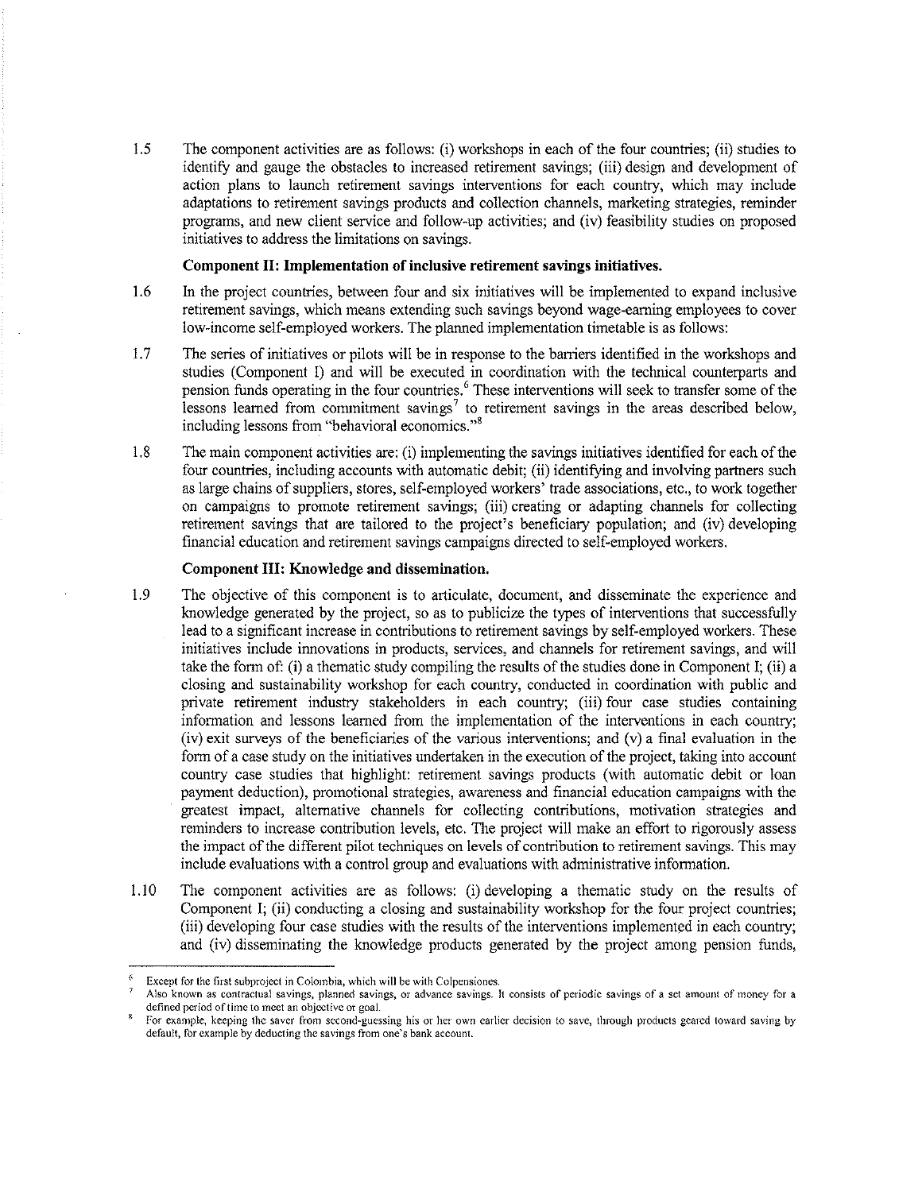1.5 The component activities are as follows: (i) workshops in each of the four countries; (ii) studies to identify and gauge the obstacles to increased retirement savings; (iii) design and development of action plans to launch retirement savings interventions for each country, which may include adaptations to retirement savings products and collection channels, marketing strategies, reminder programs, and new client service and follow-up activities; and (iv) feasibility studies on proposed initiatives to address the limitations on savings.

**Component II: Implementation of inclusive retirement savings initiatives.**

1.6 In the project countries, between four and six initiatives will be implemented to expand inclusive retirement savings, which means extending such savings beyond wage-earning employees to cover low-income self-employed workers. The planned implementation timetable is as follows:

1.7 The series of initiatives or pilots will be in response to the barriers identified in the workshops and studies (Component I) and will be executed in coordination with the technical counterparts and pension funds operating in the four countries.[6] These interventions will seek to transfer some of the lessons learned from commitment savings[7] to retirement savings in the areas described below, including lessons from "behavioral economics."[8]

1.8 The main component activities are: (i) implementing the savings initiatives identified for each of the four countries, including accounts with automatic debit; (ii) identifying and involving partners such as large chains of suppliers, stores, self-employed workers' trade associations, etc., to work together on campaigns to promote retirement savings; (iii) creating or adapting channels for collecting retirement savings that are tailored to the project's beneficiary population; and (iv) developing financial education and retirement savings campaigns directed to self-employed workers.

**Component III: Knowledge and dissemination.**

1.9 The objective of this component is to articulate, document, and disseminate the experience and knowledge generated by the project, so as to publicize the types of interventions that successfully lead to a significant increase in contributions to retirement savings by self-employed workers. These initiatives include innovations in products, services, and channels for retirement savings, and will take the form of: (i) a thematic study compiling the results of the studies done in Component I; (ii) a closing and sustainability workshop for each country, conducted in coordination with public and private retirement industry stakeholders in each country; (iii) four case studies containing information and lessons learned from the implementation of the interventions in each country; (iv) exit surveys of the beneficiaries of the various interventions; and (v) a final evaluation in the form of a case study on the initiatives undertaken in the execution of the project, taking into account country case studies that highlight: retirement savings products (with automatic debit or loan payment deduction), promotional strategies, awareness and financial education campaigns with the greatest impact, alternative channels for collecting contributions, motivation strategies and reminders to increase contribution levels, etc. The project will make an effort to rigorously assess the impact of the different pilot techniques on levels of contribution to retirement savings. This may include evaluations with a control group and evaluations with administrative information.

1.10 The component activities are as follows: (i) developing a thematic study on the results of Component I; (ii) conducting a closing and sustainability workshop for the four project countries; (iii) developing four case studies with the results of the interventions implemented in each country; and (iv) disseminating the knowledge products generated by the project among pension funds,

---

[6] Except for the first subproject in Colombia, which will be with Colpensiones.

[7] Also known as contractual savings, planned savings, or advance savings. It consists of periodic savings of a set amount of money for a defined period of time to meet an objective or goal.

[8] For example, keeping the saver from second-guessing his or her own earlier decision to save, through products geared toward saving by default, for example by deducting the savings from one's bank account.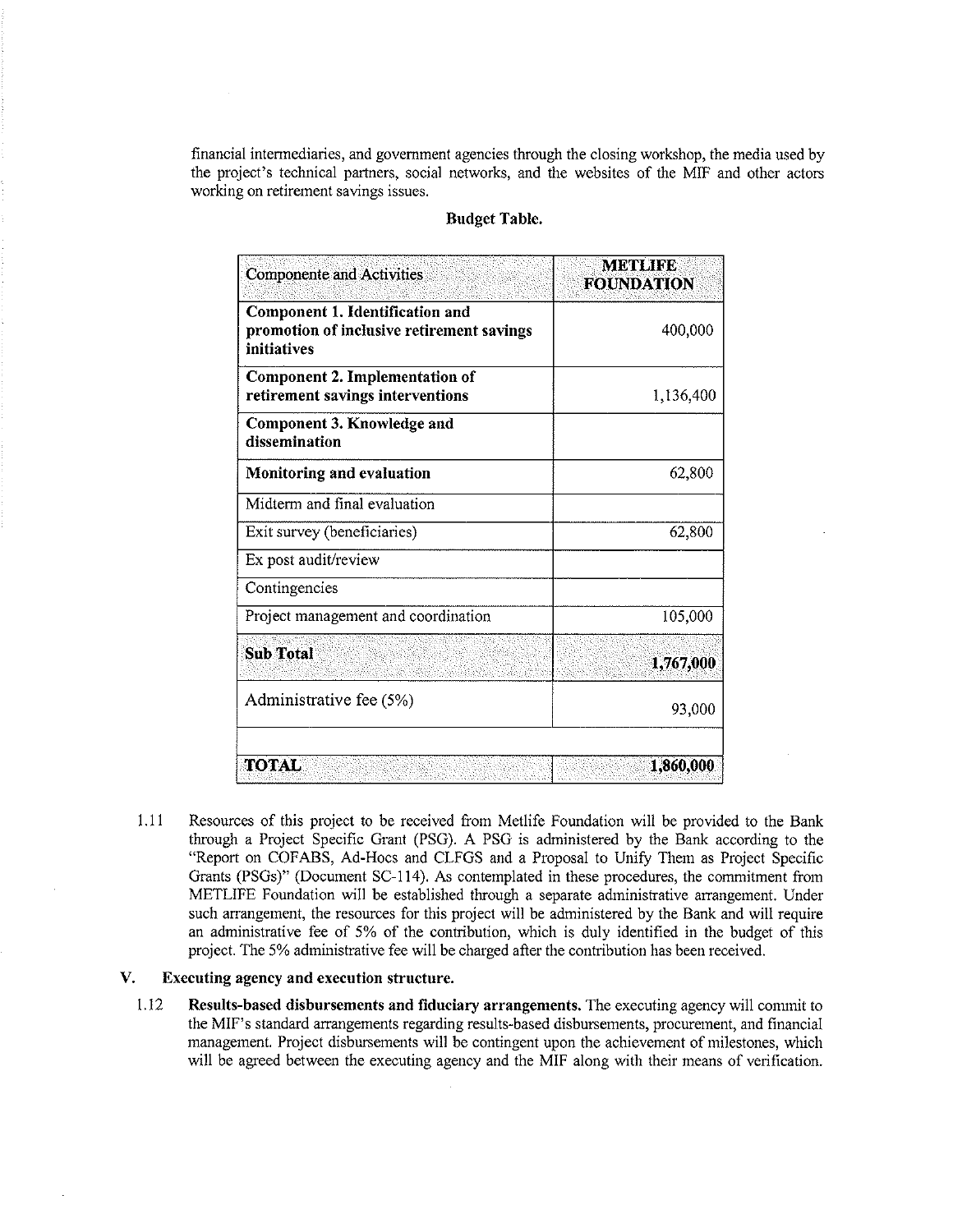financial intermediaries, and government agencies through the closing workshop, the media used by the project's technical partners, social networks, and the websites of the MIF and other actors working on retirement savings issues.

**Budget Table.**

| Componente and Activities | METLIFE FOUNDATION |
|---|---|
| **Component 1. Identification and promotion of inclusive retirement savings initiatives** | 400,000 |
| **Component 2. Implementation of retirement savings interventions** | 1,136,400 |
| **Component 3. Knowledge and dissemination** | |
| **Monitoring and evaluation** | 62,800 |
| Midterm and final evaluation | |
| Exit survey (beneficiaries) | 62,800 |
| Ex post audit/review | |
| Contingencies | |
| Project management and coordination | 105,000 |
| **Sub Total** | **1,767,000** |
| Administrative fee (5%) | 93,000 |
| | |
| **TOTAL** | **1,860,000** |

1.11 Resources of this project to be received from Metlife Foundation will be provided to the Bank through a Project Specific Grant (PSG). A PSG is administered by the Bank according to the "Report on COFABS, Ad-Hocs and CLFGS and a Proposal to Unify Them as Project Specific Grants (PSGs)" (Document SC-114). As contemplated in these procedures, the commitment from METLIFE Foundation will be established through a separate administrative arrangement. Under such arrangement, the resources for this project will be administered by the Bank and will require an administrative fee of 5% of the contribution, which is duly identified in the budget of this project. The 5% administrative fee will be charged after the contribution has been received.

## V. Executing agency and execution structure.

1.12 **Results-based disbursements and fiduciary arrangements.** The executing agency will commit to the MIF's standard arrangements regarding results-based disbursements, procurement, and financial management. Project disbursements will be contingent upon the achievement of milestones, which will be agreed between the executing agency and the MIF along with their means of verification.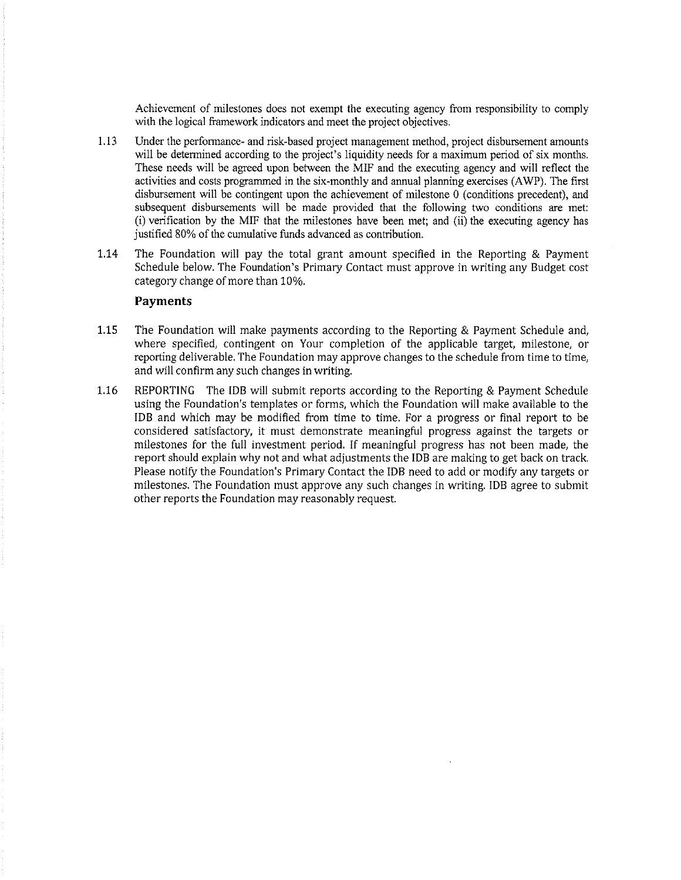Achievement of milestones does not exempt the executing agency from responsibility to comply with the logical framework indicators and meet the project objectives.

1.13 Under the performance- and risk-based project management method, project disbursement amounts will be determined according to the project's liquidity needs for a maximum period of six months. These needs will be agreed upon between the MIF and the executing agency and will reflect the activities and costs programmed in the six-monthly and annual planning exercises (AWP). The first disbursement will be contingent upon the achievement of milestone 0 (conditions precedent), and subsequent disbursements will be made provided that the following two conditions are met: (i) verification by the MIF that the milestones have been met; and (ii) the executing agency has justified 80% of the cumulative funds advanced as contribution.

1.14 The Foundation will pay the total grant amount specified in the Reporting & Payment Schedule below. The Foundation's Primary Contact must approve in writing any Budget cost category change of more than 10%.

### Payments

1.15 The Foundation will make payments according to the Reporting & Payment Schedule and, where specified, contingent on Your completion of the applicable target, milestone, or reporting deliverable. The Foundation may approve changes to the schedule from time to time, and will confirm any such changes in writing.

1.16 REPORTING The IDB will submit reports according to the Reporting & Payment Schedule using the Foundation's templates or forms, which the Foundation will make available to the IDB and which may be modified from time to time. For a progress or final report to be considered satisfactory, it must demonstrate meaningful progress against the targets or milestones for the full investment period. If meaningful progress has not been made, the report should explain why not and what adjustments the IDB are making to get back on track. Please notify the Foundation's Primary Contact the IDB need to add or modify any targets or milestones. The Foundation must approve any such changes in writing. IDB agree to submit other reports the Foundation may reasonably request.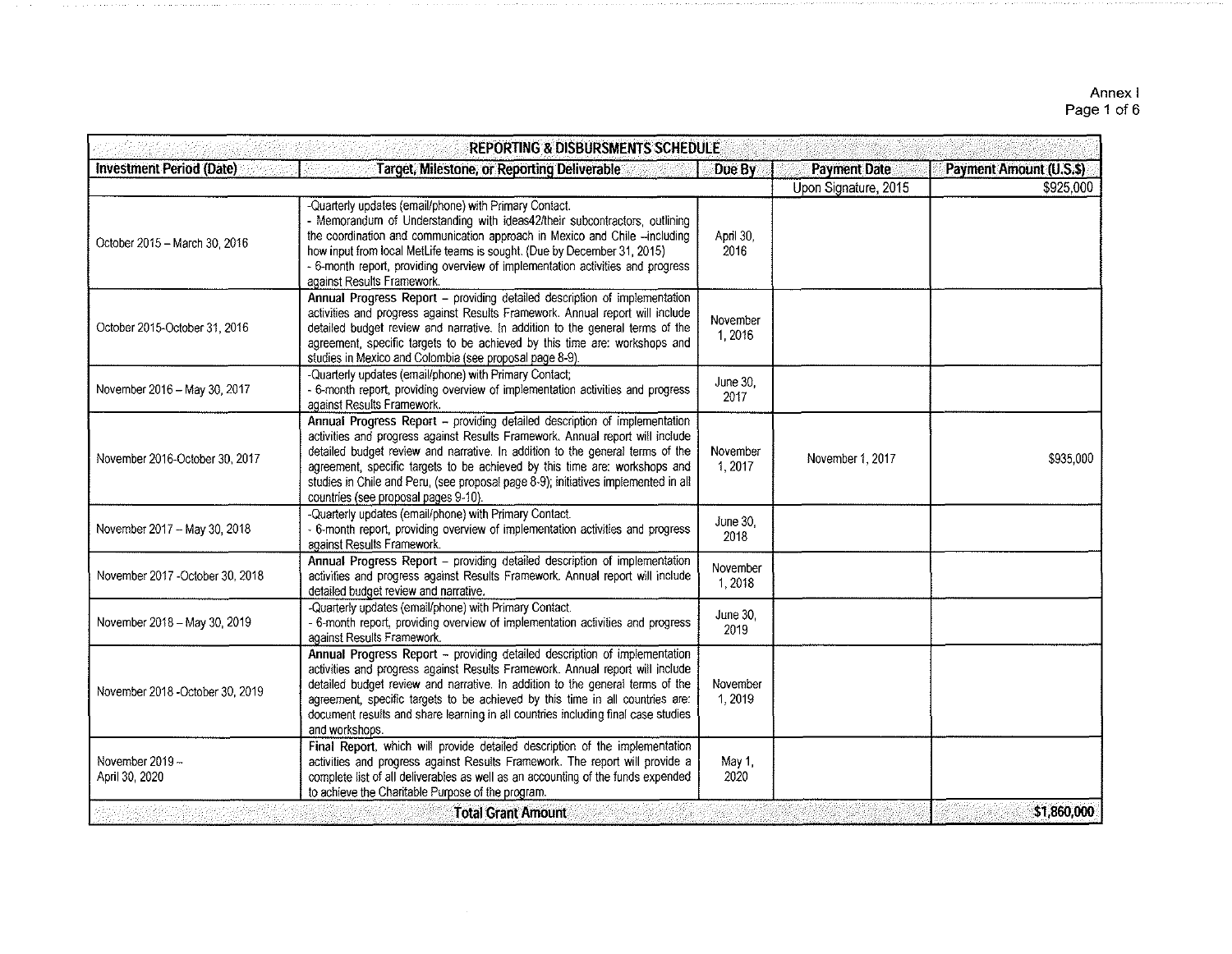Annex I

| REPORTING & DISBURSMENTS SCHEDULE | | | | |
|---|---|---|---|---|
| **Investment Period (Date)** | **Target, Milestone, or Reporting Deliverable** | **Due By** | **Payment Date** | **Payment Amount (U.S.$)** |
| | | | Upon Signature, 2015 | $925,000 |
| October 2015 – March 30, 2016 | -Quarterly updates (email/phone) with Primary Contact.<br>- Memorandum of Understanding with ideas42/their subcontractors, outlining the coordination and communication approach in Mexico and Chile –including how input from local MetLife teams is sought. (Due by December 31, 2015)<br>- 6-month report, providing overview of implementation activities and progress against Results Framework. | April 30, 2016 | | |
| October 2015-October 31, 2016 | **Annual Progress Report** – providing detailed description of implementation activities and progress against Results Framework. Annual report will include detailed budget review and narrative. In addition to the general terms of the agreement, specific targets to be achieved by this time are: workshops and studies in Mexico and Colombia (see proposal page 8-9). | November 1, 2016 | | |
| November 2016 – May 30, 2017 | -Quarterly updates (email/phone) with Primary Contact;<br>- 6-month report, providing overview of implementation activities and progress against Results Framework. | June 30, 2017 | | |
| November 2016-October 30, 2017 | **Annual Progress Report** – providing detailed description of implementation activities and progress against Results Framework. Annual report will include detailed budget review and narrative. In addition to the general terms of the agreement, specific targets to be achieved by this time are: workshops and studies in Chile and Peru, (see proposal page 8-9); initiatives implemented in all countries (see proposal pages 9-10). | November 1, 2017 | November 1, 2017 | $935,000 |
| November 2017 – May 30, 2018 | -Quarterly updates (email/phone) with Primary Contact.<br>- 6-month report, providing overview of implementation activities and progress against Results Framework. | June 30, 2018 | | |
| November 2017 -October 30, 2018 | **Annual Progress Report** – providing detailed description of implementation activities and progress against Results Framework. Annual report will include detailed budget review and narrative. | November 1, 2018 | | |
| November 2018 – May 30, 2019 | -Quarterly updates (email/phone) with Primary Contact.<br>- 6-month report, providing overview of implementation activities and progress against Results Framework. | June 30, 2019 | | |
| November 2018 -October 30, 2019 | **Annual Progress Report** – providing detailed description of implementation activities and progress against Results Framework. Annual report will include detailed budget review and narrative. In addition to the general terms of the agreement, specific targets to be achieved by this time in all countries are: document results and share learning in all countries including final case studies and workshops. | November 1, 2019 | | |
| November 2019 – April 30, 2020 | **Final Report**, which will provide detailed description of the implementation activities and progress against Results Framework. The report will provide a complete list of all deliverables as well as an accounting of the funds expended to achieve the Charitable Purpose of the program. | May 1, 2020 | | |
| **Total Grant Amount** | | | | **$1,860,000** |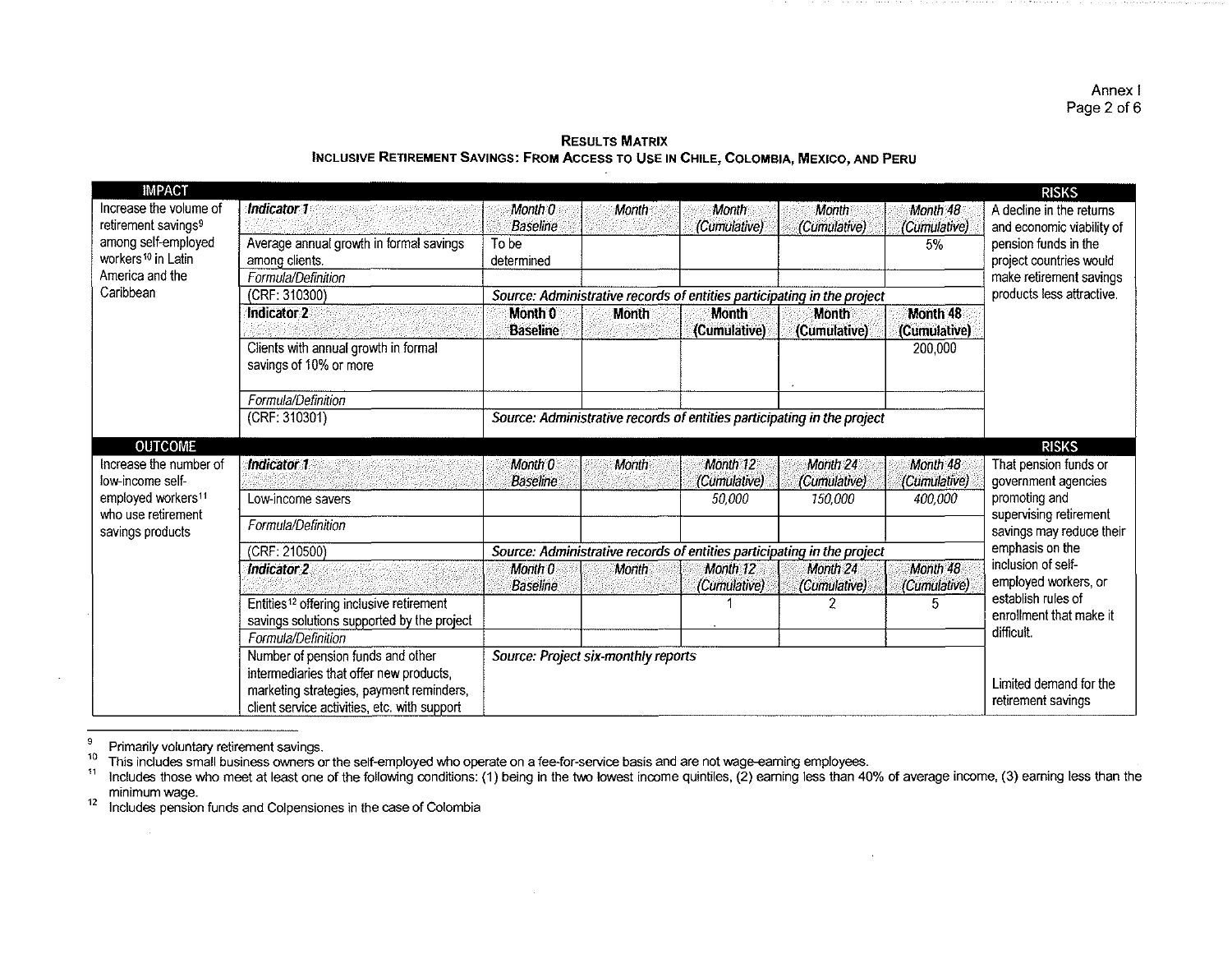**Results Matrix**

**Inclusive Retirement Savings: From Access to Use in Chile, Colombia, Mexico, and Peru**

| IMPACT | | | | | | | RISKS |
|---|---|---|---|---|---|---|---|
| Increase the volume of retirement savings[9] among self-employed workers[10] in Latin America and the Caribbean | *Indicator 1* | *Month 0 Baseline* | *Month* | *Month (Cumulative)* | *Month (Cumulative)* | *Month 48 (Cumulative)* | A decline in the returns and economic viability of pension funds in the project countries would make retirement savings products less attractive. |
| | Average annual growth in formal savings among clients. | To be determined | | | | 5% | |
| | *Formula/Definition* | | | | | | |
| | (CRF: 310300) | ***Source: Administrative records of entities participating in the project*** | | | | | |
| | **Indicator 2** | **Month 0 Baseline** | **Month** | **Month (Cumulative)** | **Month (Cumulative)** | **Month 48 (Cumulative)** | |
| | Clients with annual growth in formal savings of 10% or more | | | | | 200,000 | |
| | *Formula/Definition* | | | | | | |
| | (CRF: 310301) | ***Source: Administrative records of entities participating in the project*** | | | | | |
| **OUTCOME** | | | | | | | **RISKS** |
| Increase the number of low-income self-employed workers[11] who use retirement savings products | *Indicator 1* | *Month 0 Baseline* | *Month* | *Month 12 (Cumulative)* | *Month 24 (Cumulative)* | *Month 48 (Cumulative)* | That pension funds or government agencies promoting and supervising retirement savings may reduce their emphasis on the inclusion of self-employed workers, or establish rules of enrollment that make it difficult.<br><br>Limited demand for the retirement savings |
| | Low-income savers | | | *50,000* | *150,000* | *400,000* | |
| | *Formula/Definition* | | | | | | |
| | (CRF: 210500) | ***Source: Administrative records of entities participating in the project*** | | | | | |
| | *Indicator 2* | *Month 0 Baseline* | *Month* | *Month 12 (Cumulative)* | *Month 24 (Cumulative)* | *Month 48 (Cumulative)* | |
| | Entities[12] offering inclusive retirement savings solutions supported by the project | | | 1 | 2 | 5 | |
| | *Formula/Definition* | | | | | | |
| | Number of pension funds and other intermediaries that offer new products, marketing strategies, payment reminders, client service activities, etc. with support | ***Source: Project six-monthly reports*** | | | | | |

[9] Primarily voluntary retirement savings.

[10] This includes small business owners or the self-employed who operate on a fee-for-service basis and are not wage-earning employees.

[11] Includes those who meet at least one of the following conditions: (1) being in the two lowest income quintiles, (2) earning less than 40% of average income, (3) earning less than the minimum wage.

[12] Includes pension funds and Colpensiones in the case of Colombia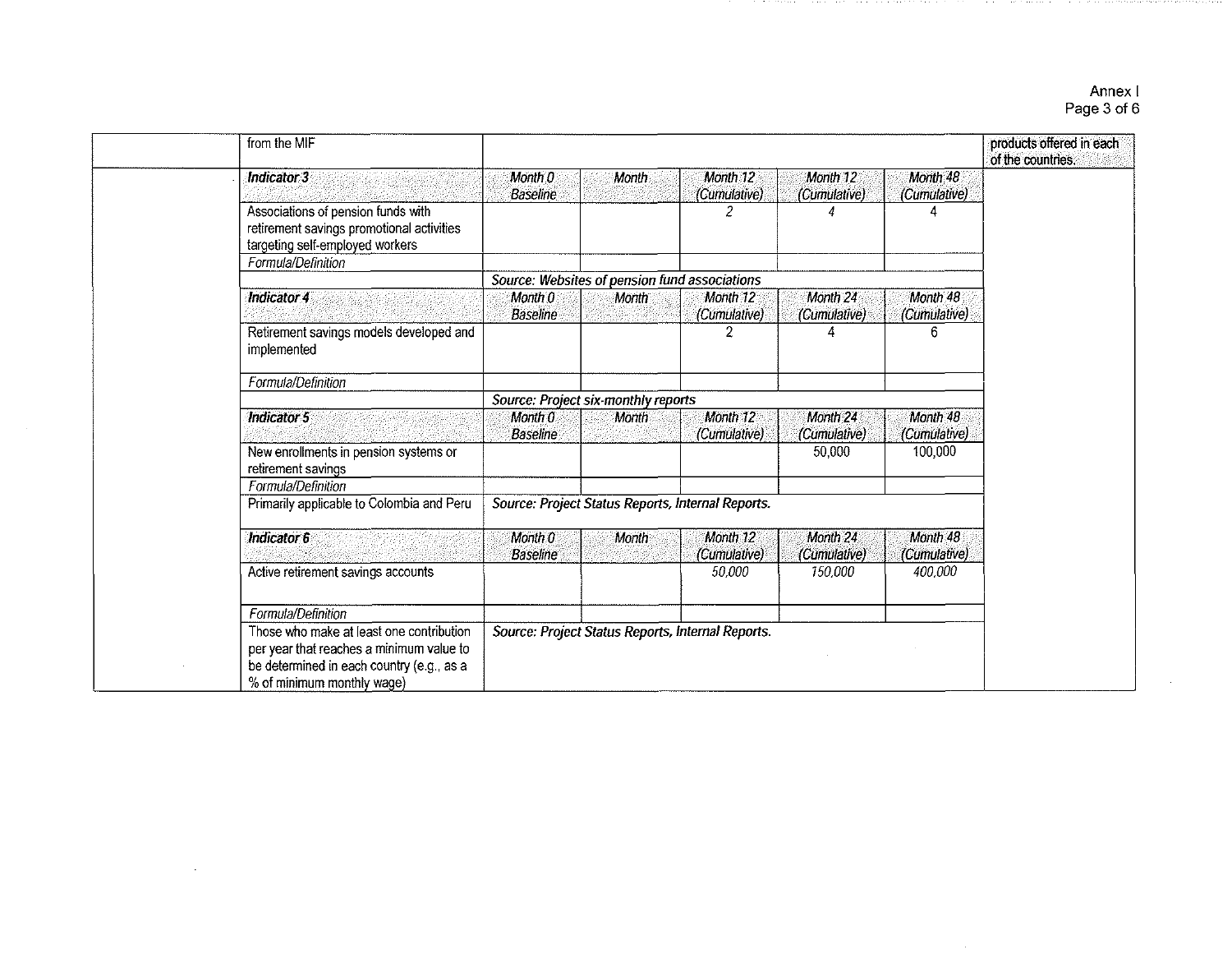| | | | | | | | |
|---|---|---|---|---|---|---|---|
| | from the MIF | | | | | | products offered in each of the countries. |
| | ***Indicator 3*** | *Month 0 Baseline* | *Month* | *Month 12 (Cumulative)* | *Month 12 (Cumulative)* | *Month 48 (Cumulative)* | |
| | Associations of pension funds with retirement savings promotional activities targeting self-employed workers | | | *2* | *4* | 4 | |
| | *Formula/Definition* | | | | | | |
| | | ***Source: Websites of pension fund associations*** | | | | | |
| | ***Indicator 4*** | *Month 0 Baseline* | *Month* | *Month 12 (Cumulative)* | *Month 24 (Cumulative)* | *Month 48 (Cumulative)* | |
| | Retirement savings models developed and implemented | | | 2 | 4 | 6 | |
| | *Formula/Definition* | | | | | | |
| | | ***Source: Project six-monthly reports*** | | | | | |
| | ***Indicator 5*** | *Month 0 Baseline* | *Month* | *Month 12 (Cumulative)* | *Month 24 (Cumulative)* | *Month 48 (Cumulative)* | |
| | New enrollments in pension systems or retirement savings | | | | 50,000 | 100,000 | |
| | *Formula/Definition* | | | | | | |
| | Primarily applicable to Colombia and Peru | ***Source: Project Status Reports, Internal Reports.*** | | | | | |
| | ***Indicator 6*** | *Month 0 Baseline* | *Month* | *Month 12 (Cumulative)* | *Month 24 (Cumulative)* | *Month 48 (Cumulative)* | |
| | Active retirement savings accounts | | | *50,000* | *150,000* | *400,000* | |
| | *Formula/Definition* | | | | | | |
| | Those who make at least one contribution per year that reaches a minimum value to be determined in each country (e.g., as a % of minimum monthly wage) | ***Source: Project Status Reports, Internal Reports.*** | | | | | |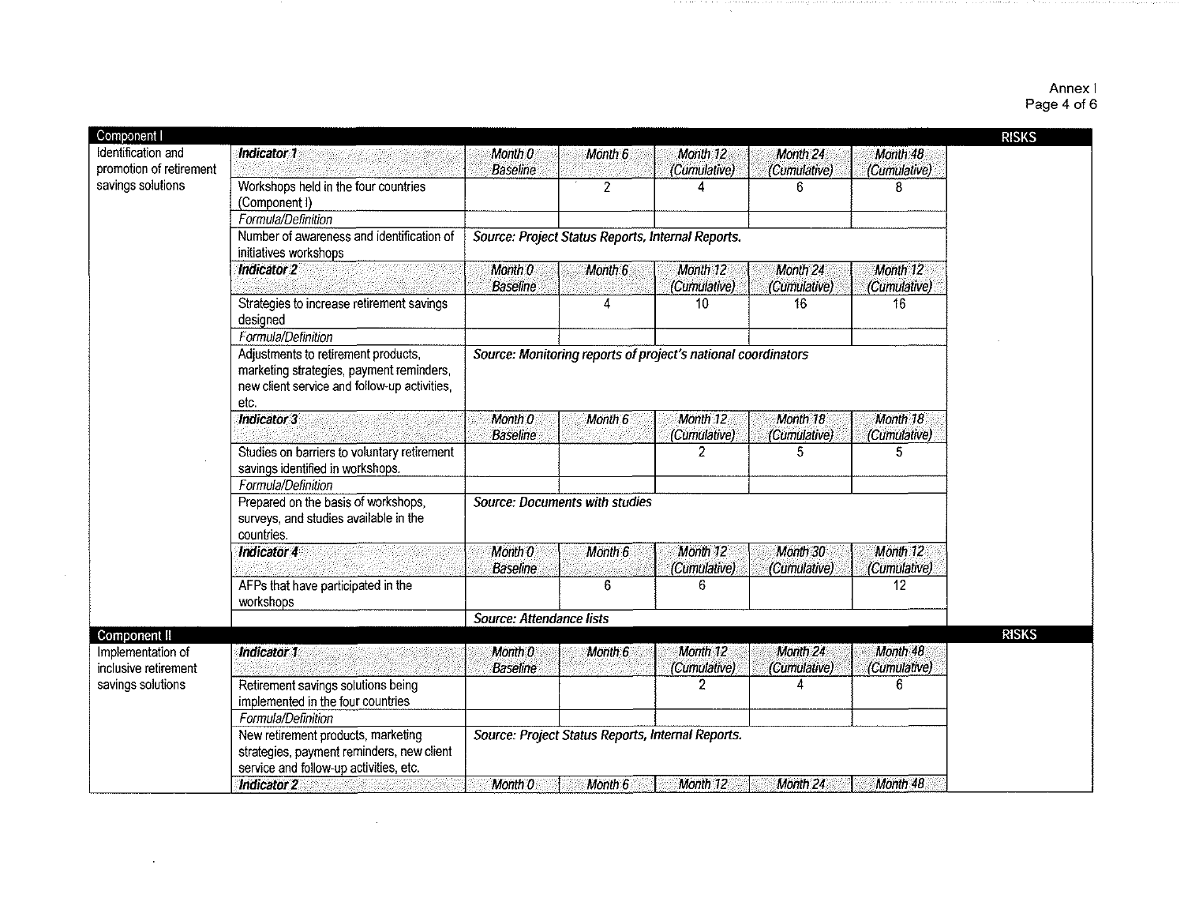| Component I | | | | | | | RISKS |
|---|---|---|---|---|---|---|---|
| Identification and promotion of retirement savings solutions | ***Indicator 1*** | *Month 0 Baseline* | *Month 6* | *Month 12 (Cumulative)* | *Month 24 (Cumulative)* | *Month 48 (Cumulative)* | |
| | Workshops held in the four countries (Component I) | | 2 | 4 | 6 | 8 | |
| | *Formula/Definition* | | | | | | |
| | Number of awareness and identification of initiatives workshops | ***Source: Project Status Reports, Internal Reports.*** | | | | | |
| | ***Indicator 2*** | *Month 0 Baseline* | *Month 6* | *Month 12 (Cumulative)* | *Month 24 (Cumulative)* | *Month 12 (Cumulative)* | |
| | Strategies to increase retirement savings designed | | 4 | 10 | 16 | 16 | |
| | *Formula/Definition* | | | | | | |
| | Adjustments to retirement products, marketing strategies, payment reminders, new client service and follow-up activities, etc. | ***Source: Monitoring reports of project's national coordinators*** | | | | | |
| | ***Indicator 3*** | *Month 0 Baseline* | *Month 6* | *Month 12 (Cumulative)* | *Month 18 (Cumulative)* | *Month 18 (Cumulative)* | |
| | Studies on barriers to voluntary retirement savings identified in workshops. | | | 2 | 5 | 5 | |
| | *Formula/Definition* | | | | | | |
| | Prepared on the basis of workshops, surveys, and studies available in the countries. | ***Source: Documents with studies*** | | | | | |
| | ***Indicator 4*** | *Month 0 Baseline* | *Month 6* | *Month 12 (Cumulative)* | *Month 30 (Cumulative)* | *Month 12 (Cumulative)* | |
| | AFPs that have participated in the workshops | | 6 | 6 | | 12 | |
| | | ***Source: Attendance lists*** | | | | | |
| **Component II** | | | | | | | **RISKS** |
| Implementation of inclusive retirement savings solutions | ***Indicator 1*** | *Month 0 Baseline* | *Month 6* | *Month 12 (Cumulative)* | *Month 24 (Cumulative)* | *Month 48 (Cumulative)* | |
| | Retirement savings solutions being implemented in the four countries | | | 2 | 4 | 6 | |
| | *Formula/Definition* | | | | | | |
| | New retirement products, marketing strategies, payment reminders, new client service and follow-up activities, etc. | ***Source: Project Status Reports, Internal Reports.*** | | | | | |
| | ***Indicator 2*** | *Month 0* | *Month 6* | *Month 12* | *Month 24* | *Month 48* | |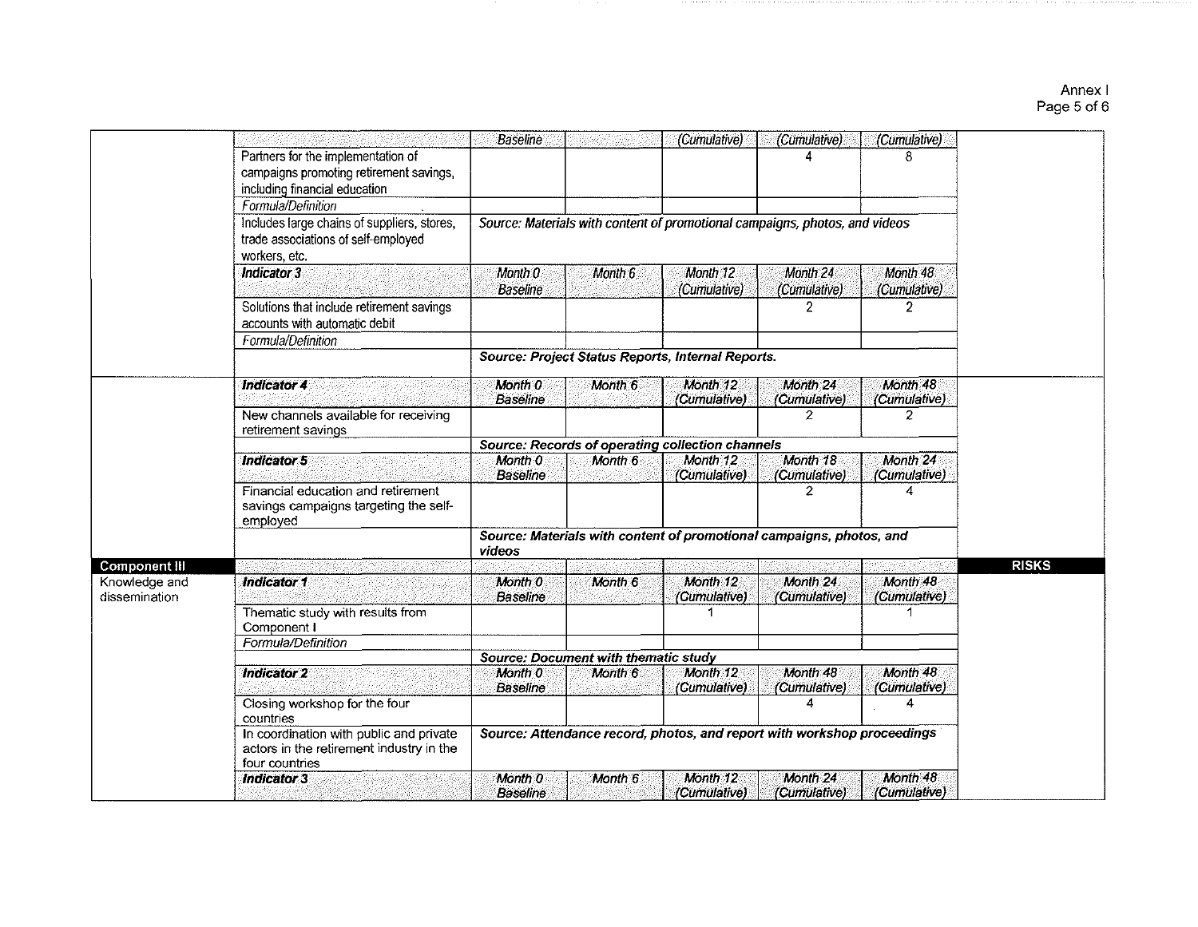| | | Baseline | | (Cumulative) | (Cumulative) | (Cumulative) | |
|---|---|---|---|---|---|---|---|
| | Partners for the implementation of campaigns promoting retirement savings, including financial education | | | | 4 | 8 | |
| | *Formula/Definition* | | | | | | |
| | Includes large chains of suppliers, stores, trade associations of self-employed workers, etc. | ***Source: Materials with content of promotional campaigns, photos, and videos*** | | | | | |
| | ***Indicator 3*** | *Month 0 Baseline* | *Month 6* | *Month 12 (Cumulative)* | *Month 24 (Cumulative)* | *Month 48 (Cumulative)* | |
| | Solutions that include retirement savings accounts with automatic debit | | | | 2 | 2 | |
| | *Formula/Definition* | | | | | | |
| | | ***Source: Project Status Reports, Internal Reports.*** | | | | | |
| | ***Indicator 4*** | *Month 0 Baseline* | *Month 6* | *Month 12 (Cumulative)* | *Month 24 (Cumulative)* | *Month 48 (Cumulative)* | |
| | New channels available for receiving retirement savings | | | | 2 | 2 | |
| | | ***Source: Records of operating collection channels*** | | | | | |
| | ***Indicator 5*** | *Month 0 Baseline* | *Month 6* | *Month 12 (Cumulative)* | *Month 18 (Cumulative)* | *Month 24 (Cumulative)* | |
| | Financial education and retirement savings campaigns targeting the self-employed | | | | 2 | 4 | |
| | | ***Source: Materials with content of promotional campaigns, photos, and videos*** | | | | | |
| **Component III** | | | | | | | **RISKS** |
| Knowledge and dissemination | ***Indicator 1*** | *Month 0 Baseline* | *Month 6* | *Month 12 (Cumulative)* | *Month 24 (Cumulative)* | *Month 48 (Cumulative)* | |
| | Thematic study with results from Component I | | | 1 | | 1 | |
| | *Formula/Definition* | | | | | | |
| | | ***Source: Document with thematic study*** | | | | | |
| | ***Indicator 2*** | *Month 0 Baseline* | *Month 6* | *Month 12 (Cumulative)* | *Month 48 (Cumulative)* | *Month 48 (Cumulative)* | |
| | Closing workshop for the four countries | | | | 4 | 4 | |
| | In coordination with public and private actors in the retirement industry in the four countries | ***Source: Attendance record, photos, and report with workshop proceedings*** | | | | | |
| | ***Indicator 3*** | *Month 0 Baseline* | *Month 6* | *Month 12 (Cumulative)* | *Month 24 (Cumulative)* | *Month 48 (Cumulative)* | |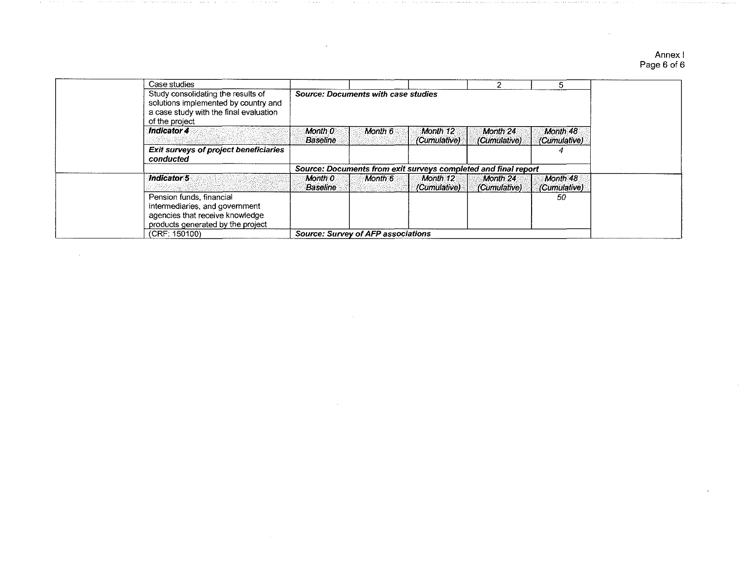| | | | | | | | |
|---|---|---|---|---|---|---|---|
| | Case studies | | | | 2 | 5 | |
| | Study consolidating the results of solutions implemented by country and a case study with the final evaluation of the project | ***Source: Documents with case studies*** | | | | | |
| | ***Indicator 4*** | *Month 0 Baseline* | *Month 6* | *Month 12 (Cumulative)* | *Month 24 (Cumulative)* | *Month 48 (Cumulative)* | |
| | ***Exit surveys of project beneficiaries conducted*** | | | | | *4* | |
| | | ***Source: Documents from exit surveys completed and final report*** | | | | | |
| | ***Indicator 5*** | *Month 0 Baseline* | *Month 6* | *Month 12 (Cumulative)* | *Month 24 (Cumulative)* | *Month 48 (Cumulative)* | |
| | Pension funds, financial intermediaries, and government agencies that receive knowledge products generated by the project | | | | | *50* | |
| | (CRF: 150100) | ***Source: Survey of AFP associations*** | | | | | |